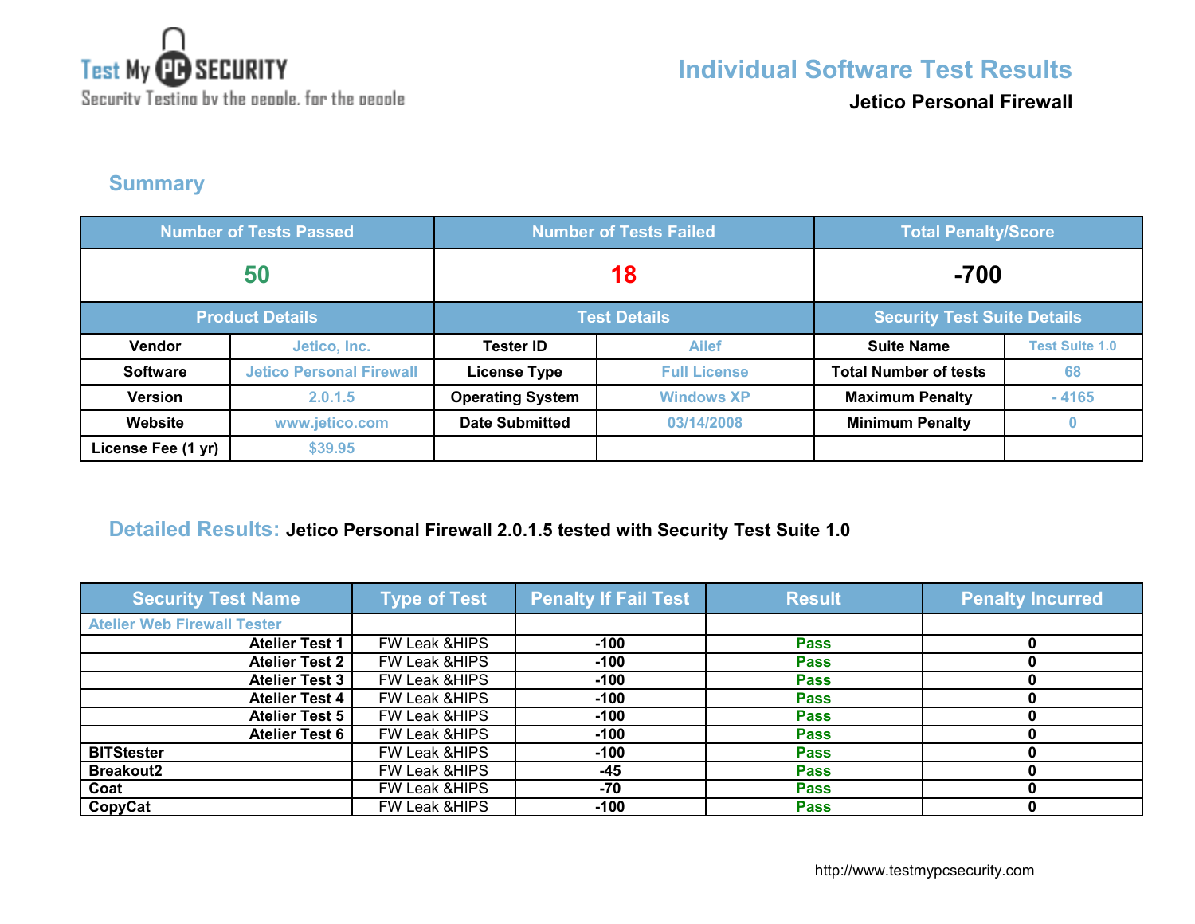Test My PC SECURITY
Security Testing by the people, for the people

# Individual Software Test Results

**Jetico Personal Firewall**

## Summary

| Number of Tests Passed | | Number of Tests Failed | | Total Penalty/Score | |
|---|---|---|---|---|---|
| 50 | | 18 | | -700 | |
| **Product Details** | | **Test Details** | | **Security Test Suite Details** | |
| Vendor | Jetico, Inc. | Tester ID | Ailef | Suite Name | Test Suite 1.0 |
| Software | Jetico Personal Firewall | License Type | Full License | Total Number of tests | 68 |
| Version | 2.0.1.5 | Operating System | Windows XP | Maximum Penalty | - 4165 |
| Website | www.jetico.com | Date Submitted | 03/14/2008 | Minimum Penalty | 0 |
| License Fee (1 yr) | $39.95 | | | | |

## Detailed Results: Jetico Personal Firewall 2.0.1.5 tested with Security Test Suite 1.0

| Security Test Name | Type of Test | Penalty If Fail Test | Result | Penalty Incurred |
|---|---|---|---|---|
| Atelier Web Firewall Tester | | | | |
| Atelier Test 1 | FW Leak &HIPS | -100 | Pass | 0 |
| Atelier Test 2 | FW Leak &HIPS | -100 | Pass | 0 |
| Atelier Test 3 | FW Leak &HIPS | -100 | Pass | 0 |
| Atelier Test 4 | FW Leak &HIPS | -100 | Pass | 0 |
| Atelier Test 5 | FW Leak &HIPS | -100 | Pass | 0 |
| Atelier Test 6 | FW Leak &HIPS | -100 | Pass | 0 |
| BITStester | FW Leak &HIPS | -100 | Pass | 0 |
| Breakout2 | FW Leak &HIPS | -45 | Pass | 0 |
| Coat | FW Leak &HIPS | -70 | Pass | 0 |
| CopyCat | FW Leak &HIPS | -100 | Pass | 0 |

http://www.testmypcsecurity.com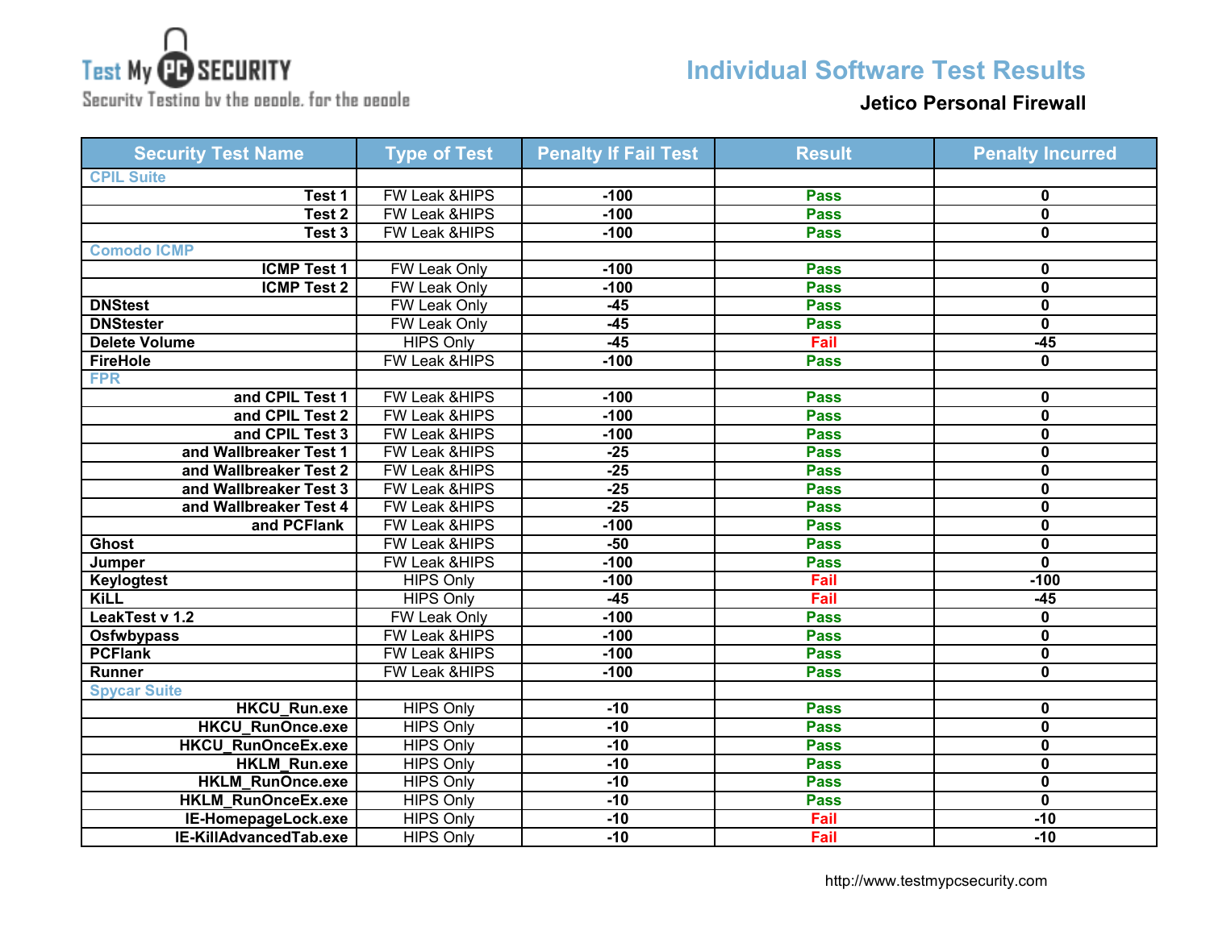# Individual Software Test Results

## Jetico Personal Firewall

| Security Test Name | Type of Test | Penalty If Fail Test | Result | Penalty Incurred |
|---|---|---|---|---|
| CPIL Suite | | | | |
| Test 1 | FW Leak &HIPS | -100 | Pass | 0 |
| Test 2 | FW Leak &HIPS | -100 | Pass | 0 |
| Test 3 | FW Leak &HIPS | -100 | Pass | 0 |
| Comodo ICMP | | | | |
| ICMP Test 1 | FW Leak Only | -100 | Pass | 0 |
| ICMP Test 2 | FW Leak Only | -100 | Pass | 0 |
| DNStest | FW Leak Only | -45 | Pass | 0 |
| DNStester | FW Leak Only | -45 | Pass | 0 |
| Delete Volume | HIPS Only | -45 | Fail | -45 |
| FireHole | FW Leak &HIPS | -100 | Pass | 0 |
| FPR | | | | |
| and CPIL Test 1 | FW Leak &HIPS | -100 | Pass | 0 |
| and CPIL Test 2 | FW Leak &HIPS | -100 | Pass | 0 |
| and CPIL Test 3 | FW Leak &HIPS | -100 | Pass | 0 |
| and Wallbreaker Test 1 | FW Leak &HIPS | -25 | Pass | 0 |
| and Wallbreaker Test 2 | FW Leak &HIPS | -25 | Pass | 0 |
| and Wallbreaker Test 3 | FW Leak &HIPS | -25 | Pass | 0 |
| and Wallbreaker Test 4 | FW Leak &HIPS | -25 | Pass | 0 |
| and PCFlank | FW Leak &HIPS | -100 | Pass | 0 |
| Ghost | FW Leak &HIPS | -50 | Pass | 0 |
| Jumper | FW Leak &HIPS | -100 | Pass | 0 |
| Keylogtest | HIPS Only | -100 | Fail | -100 |
| KiLL | HIPS Only | -45 | Fail | -45 |
| LeakTest v 1.2 | FW Leak Only | -100 | Pass | 0 |
| Osfwbypass | FW Leak &HIPS | -100 | Pass | 0 |
| PCFlank | FW Leak &HIPS | -100 | Pass | 0 |
| Runner | FW Leak &HIPS | -100 | Pass | 0 |
| Spycar Suite | | | | |
| HKCU_Run.exe | HIPS Only | -10 | Pass | 0 |
| HKCU_RunOnce.exe | HIPS Only | -10 | Pass | 0 |
| HKCU_RunOnceEx.exe | HIPS Only | -10 | Pass | 0 |
| HKLM_Run.exe | HIPS Only | -10 | Pass | 0 |
| HKLM_RunOnce.exe | HIPS Only | -10 | Pass | 0 |
| HKLM_RunOnceEx.exe | HIPS Only | -10 | Pass | 0 |
| IE-HomepageLock.exe | HIPS Only | -10 | Fail | -10 |
| IE-KillAdvancedTab.exe | HIPS Only | -10 | Fail | -10 |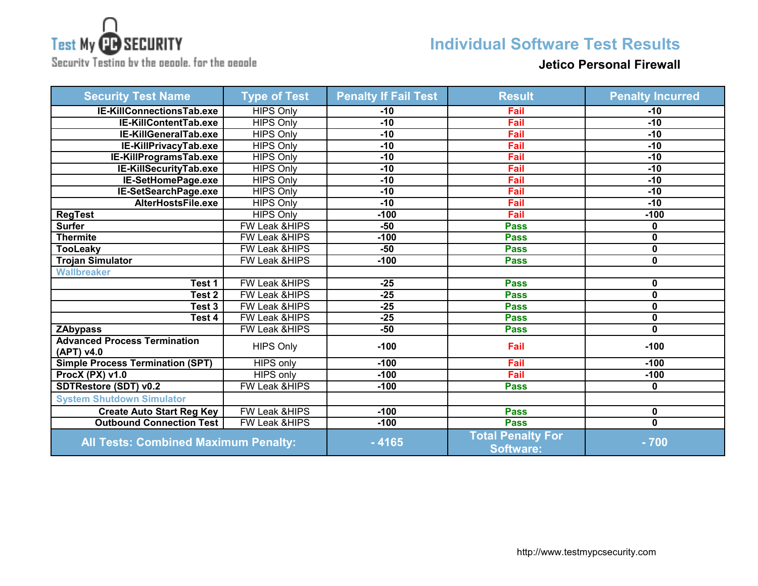Test My PC SECURITY

Security Testing by the people, for the people

# Individual Software Test Results

**Jetico Personal Firewall**

| Security Test Name | Type of Test | Penalty If Fail Test | Result | Penalty Incurred |
|---|---|---|---|---|
| IE-KillConnectionsTab.exe | HIPS Only | -10 | Fail | -10 |
| IE-KillContentTab.exe | HIPS Only | -10 | Fail | -10 |
| IE-KillGeneralTab.exe | HIPS Only | -10 | Fail | -10 |
| IE-KillPrivacyTab.exe | HIPS Only | -10 | Fail | -10 |
| IE-KillProgramsTab.exe | HIPS Only | -10 | Fail | -10 |
| IE-KillSecurityTab.exe | HIPS Only | -10 | Fail | -10 |
| IE-SetHomePage.exe | HIPS Only | -10 | Fail | -10 |
| IE-SetSearchPage.exe | HIPS Only | -10 | Fail | -10 |
| AlterHostsFile.exe | HIPS Only | -10 | Fail | -10 |
| RegTest | HIPS Only | -100 | Fail | -100 |
| Surfer | FW Leak &HIPS | -50 | Pass | 0 |
| Thermite | FW Leak &HIPS | -100 | Pass | 0 |
| TooLeaky | FW Leak &HIPS | -50 | Pass | 0 |
| Trojan Simulator | FW Leak &HIPS | -100 | Pass | 0 |
| Wallbreaker | | | | |
| Test 1 | FW Leak &HIPS | -25 | Pass | 0 |
| Test 2 | FW Leak &HIPS | -25 | Pass | 0 |
| Test 3 | FW Leak &HIPS | -25 | Pass | 0 |
| Test 4 | FW Leak &HIPS | -25 | Pass | 0 |
| ZAbypass | FW Leak &HIPS | -50 | Pass | 0 |
| Advanced Process Termination (APT) v4.0 | HIPS Only | -100 | Fail | -100 |
| Simple Process Termination (SPT) | HIPS only | -100 | Fail | -100 |
| ProcX (PX) v1.0 | HIPS only | -100 | Fail | -100 |
| SDTRestore (SDT) v0.2 | FW Leak &HIPS | -100 | Pass | 0 |
| System Shutdown Simulator | | | | |
| Create Auto Start Reg Key | FW Leak &HIPS | -100 | Pass | 0 |
| Outbound Connection Test | FW Leak &HIPS | -100 | Pass | 0 |
| **All Tests: Combined Maximum Penalty:** | | **- 4165** | **Total Penalty For Software:** | **- 700** |

http://www.testmypcsecurity.com